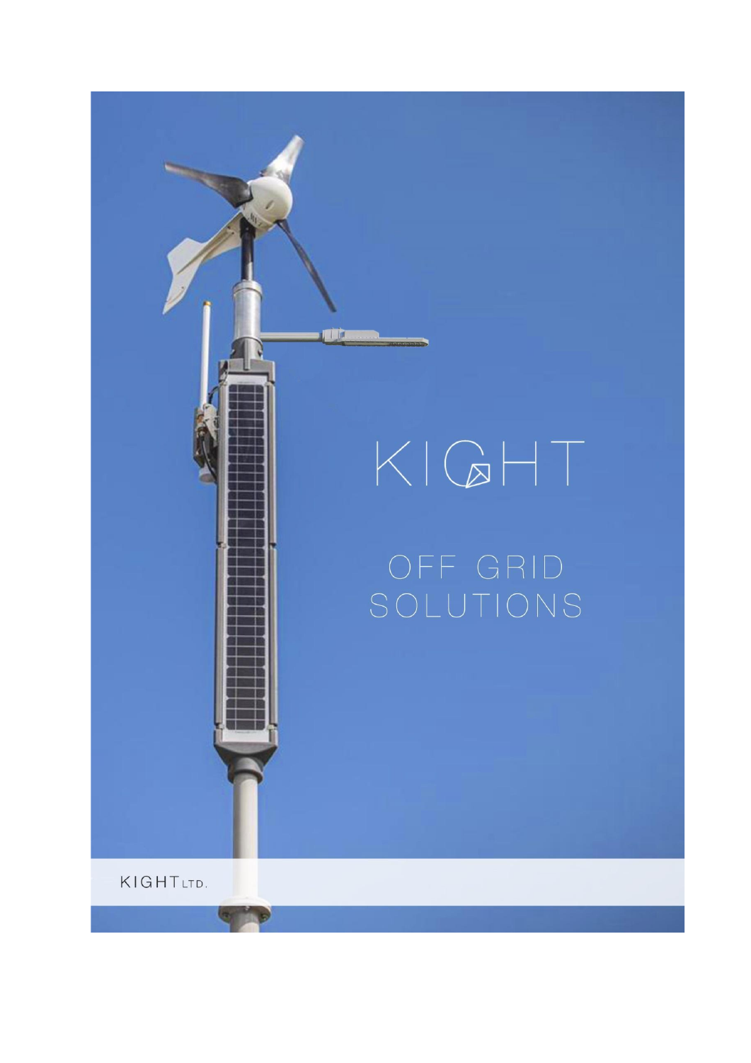# KIGHT

## OFF GRID SOLUTIONS

KIGHT LTD.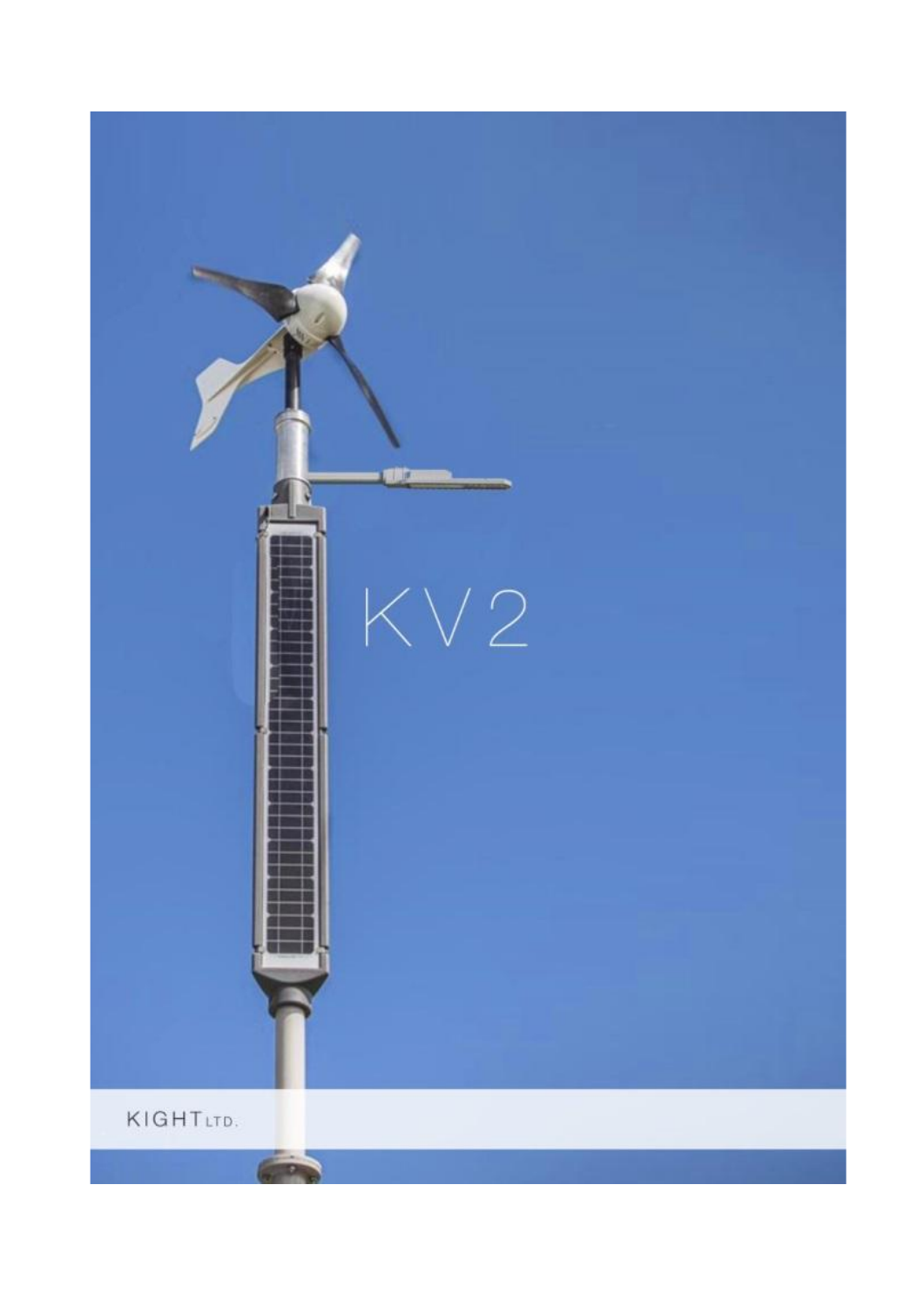# KV2

KIGHT LTD.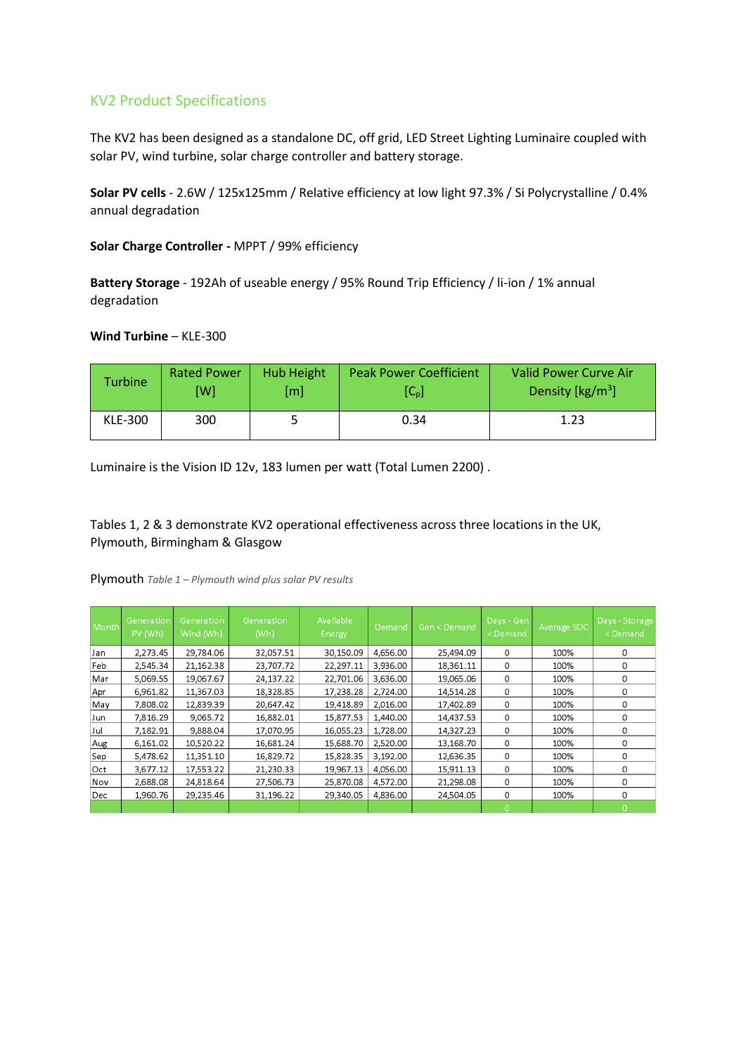## KV2 Product Specifications

The KV2 has been designed as a standalone DC, off grid, LED Street Lighting Luminaire coupled with solar PV, wind turbine, solar charge controller and battery storage.

**Solar PV cells** - 2.6W / 125x125mm / Relative efficiency at low light 97.3% / Si Polycrystalline / 0.4% annual degradation

**Solar Charge Controller -** MPPT / 99% efficiency

**Battery Storage** - 192Ah of useable energy / 95% Round Trip Efficiency / li-ion / 1% annual degradation

**Wind Turbine** – KLE-300

| Turbine | Rated Power [W] | Hub Height [m] | Peak Power Coefficient [$C_p$] | Valid Power Curve Air Density [kg/m$^3$] |
|---|---|---|---|---|
| KLE-300 | 300 | 5 | 0.34 | 1.23 |

Luminaire is the Vision ID 12v, 183 lumen per watt (Total Lumen 2200) .

Tables 1, 2 & 3 demonstrate KV2 operational effectiveness across three locations in the UK, Plymouth, Birmingham & Glasgow

Plymouth *Table 1 – Plymouth wind plus solar PV results*

| Month | Generation PV (Wh) | Generation Wind (Wh) | Generation (Wh) | Available Energy | Demand | Gen < Demand | Days - Gen < Demand | Average SOC | Days - Storage < Demand |
|---|---|---|---|---|---|---|---|---|---|
| Jan | 2,273.45 | 29,784.06 | 32,057.51 | 30,150.09 | 4,656.00 | 25,494.09 | 0 | 100% | 0 |
| Feb | 2,545.34 | 21,162.38 | 23,707.72 | 22,297.11 | 3,936.00 | 18,361.11 | 0 | 100% | 0 |
| Mar | 5,069.55 | 19,067.67 | 24,137.22 | 22,701.06 | 3,636.00 | 19,065.06 | 0 | 100% | 0 |
| Apr | 6,961.82 | 11,367.03 | 18,328.85 | 17,238.28 | 2,724.00 | 14,514.28 | 0 | 100% | 0 |
| May | 7,808.02 | 12,839.39 | 20,647.42 | 19,418.89 | 2,016.00 | 17,402.89 | 0 | 100% | 0 |
| Jun | 7,816.29 | 9,065.72 | 16,882.01 | 15,877.53 | 1,440.00 | 14,437.53 | 0 | 100% | 0 |
| Jul | 7,182.91 | 9,888.04 | 17,070.95 | 16,055.23 | 1,728.00 | 14,327.23 | 0 | 100% | 0 |
| Aug | 6,161.02 | 10,520.22 | 16,681.24 | 15,688.70 | 2,520.00 | 13,168.70 | 0 | 100% | 0 |
| Sep | 5,478.62 | 11,351.10 | 16,829.72 | 15,828.35 | 3,192.00 | 12,636.35 | 0 | 100% | 0 |
| Oct | 3,677.12 | 17,553.22 | 21,230.33 | 19,967.13 | 4,056.00 | 15,911.13 | 0 | 100% | 0 |
| Nov | 2,688.08 | 24,818.64 | 27,506.73 | 25,870.08 | 4,572.00 | 21,298.08 | 0 | 100% | 0 |
| Dec | 1,960.76 | 29,235.46 | 31,196.22 | 29,340.05 | 4,836.00 | 24,504.05 | 0 | 100% | 0 |
| | | | | | | | 0 | | 0 |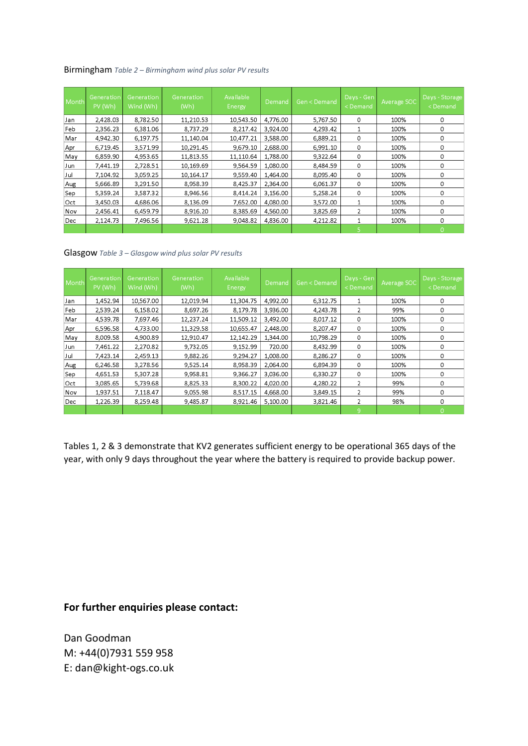Birmingham *Table 2 – Birmingham wind plus solar PV results*

| Month | Generation PV (Wh) | Generation Wind (Wh) | Generation (Wh) | Available Energy | Demand | Gen < Demand | Days - Gen < Demand | Average SOC | Days - Storage < Demand |
|---|---|---|---|---|---|---|---|---|---|
| Jan | 2,428.03 | 8,782.50 | 11,210.53 | 10,543.50 | 4,776.00 | 5,767.50 | 0 | 100% | 0 |
| Feb | 2,356.23 | 6,381.06 | 8,737.29 | 8,217.42 | 3,924.00 | 4,293.42 | 1 | 100% | 0 |
| Mar | 4,942.30 | 6,197.75 | 11,140.04 | 10,477.21 | 3,588.00 | 6,889.21 | 0 | 100% | 0 |
| Apr | 6,719.45 | 3,571.99 | 10,291.45 | 9,679.10 | 2,688.00 | 6,991.10 | 0 | 100% | 0 |
| May | 6,859.90 | 4,953.65 | 11,813.55 | 11,110.64 | 1,788.00 | 9,322.64 | 0 | 100% | 0 |
| Jun | 7,441.19 | 2,728.51 | 10,169.69 | 9,564.59 | 1,080.00 | 8,484.59 | 0 | 100% | 0 |
| Jul | 7,104.92 | 3,059.25 | 10,164.17 | 9,559.40 | 1,464.00 | 8,095.40 | 0 | 100% | 0 |
| Aug | 5,666.89 | 3,291.50 | 8,958.39 | 8,425.37 | 2,364.00 | 6,061.37 | 0 | 100% | 0 |
| Sep | 5,359.24 | 3,587.32 | 8,946.56 | 8,414.24 | 3,156.00 | 5,258.24 | 0 | 100% | 0 |
| Oct | 3,450.03 | 4,686.06 | 8,136.09 | 7,652.00 | 4,080.00 | 3,572.00 | 1 | 100% | 0 |
| Nov | 2,456.41 | 6,459.79 | 8,916.20 | 8,385.69 | 4,560.00 | 3,825.69 | 2 | 100% | 0 |
| Dec | 2,124.73 | 7,496.56 | 9,621.28 | 9,048.82 | 4,836.00 | 4,212.82 | 1 | 100% | 0 |
| | | | | | | | 5 | | 0 |

Glasgow *Table 3 – Glasgow wind plus solar PV results*

| Month | Generation PV (Wh) | Generation Wind (Wh) | Generation (Wh) | Available Energy | Demand | Gen < Demand | Days - Gen < Demand | Average SOC | Days - Storage < Demand |
|---|---|---|---|---|---|---|---|---|---|
| Jan | 1,452.94 | 10,567.00 | 12,019.94 | 11,304.75 | 4,992.00 | 6,312.75 | 1 | 100% | 0 |
| Feb | 2,539.24 | 6,158.02 | 8,697.26 | 8,179.78 | 3,936.00 | 4,243.78 | 2 | 99% | 0 |
| Mar | 4,539.78 | 7,697.46 | 12,237.24 | 11,509.12 | 3,492.00 | 8,017.12 | 0 | 100% | 0 |
| Apr | 6,596.58 | 4,733.00 | 11,329.58 | 10,655.47 | 2,448.00 | 8,207.47 | 0 | 100% | 0 |
| May | 8,009.58 | 4,900.89 | 12,910.47 | 12,142.29 | 1,344.00 | 10,798.29 | 0 | 100% | 0 |
| Jun | 7,461.22 | 2,270.82 | 9,732.05 | 9,152.99 | 720.00 | 8,432.99 | 0 | 100% | 0 |
| Jul | 7,423.14 | 2,459.13 | 9,882.26 | 9,294.27 | 1,008.00 | 8,286.27 | 0 | 100% | 0 |
| Aug | 6,246.58 | 3,278.56 | 9,525.14 | 8,958.39 | 2,064.00 | 6,894.39 | 0 | 100% | 0 |
| Sep | 4,651.53 | 5,307.28 | 9,958.81 | 9,366.27 | 3,036.00 | 6,330.27 | 0 | 100% | 0 |
| Oct | 3,085.65 | 5,739.68 | 8,825.33 | 8,300.22 | 4,020.00 | 4,280.22 | 2 | 99% | 0 |
| Nov | 1,937.51 | 7,118.47 | 9,055.98 | 8,517.15 | 4,668.00 | 3,849.15 | 2 | 99% | 0 |
| Dec | 1,226.39 | 8,259.48 | 9,485.87 | 8,921.46 | 5,100.00 | 3,821.46 | 2 | 98% | 0 |
| | | | | | | | 9 | | 0 |

Tables 1, 2 & 3 demonstrate that KV2 generates sufficient energy to be operational 365 days of the year, with only 9 days throughout the year where the battery is required to provide backup power.

**For further enquiries please contact:**

Dan Goodman
M: +44(0)7931 559 958
E: dan@kight-ogs.co.uk